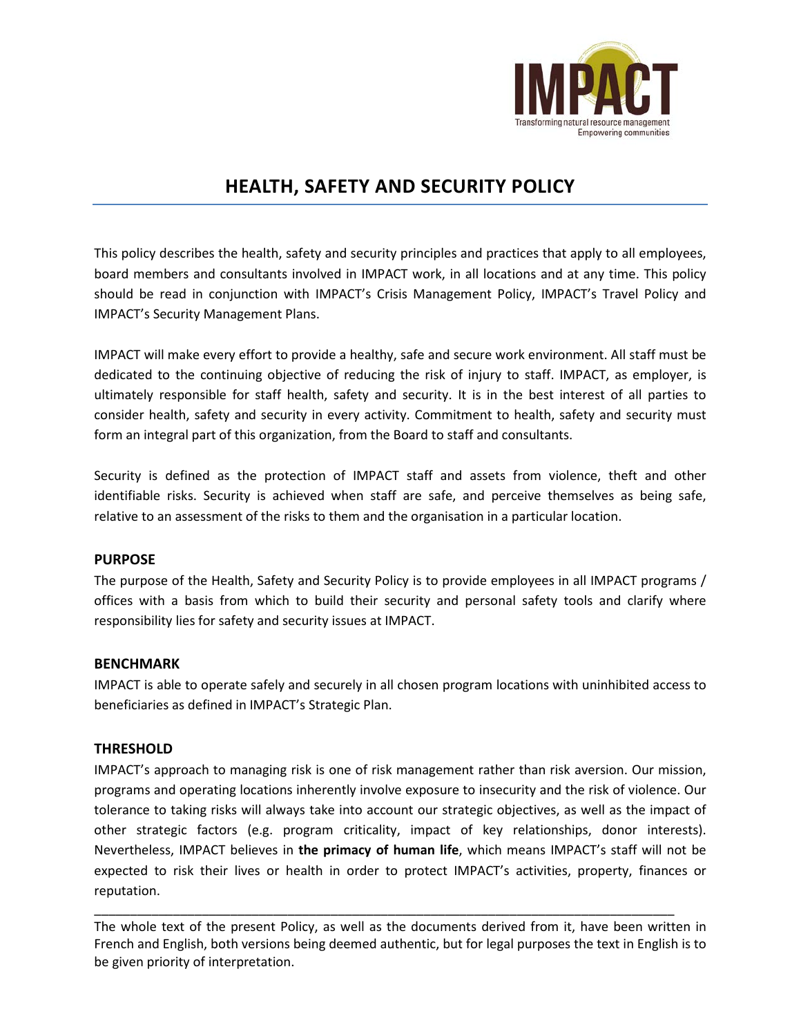IMPACT

Transforming natural resource management
Empowering communities

# HEALTH, SAFETY AND SECURITY POLICY

This policy describes the health, safety and security principles and practices that apply to all employees, board members and consultants involved in IMPACT work, in all locations and at any time. This policy should be read in conjunction with IMPACT's Crisis Management Policy, IMPACT's Travel Policy and IMPACT's Security Management Plans.

IMPACT will make every effort to provide a healthy, safe and secure work environment. All staff must be dedicated to the continuing objective of reducing the risk of injury to staff. IMPACT, as employer, is ultimately responsible for staff health, safety and security. It is in the best interest of all parties to consider health, safety and security in every activity. Commitment to health, safety and security must form an integral part of this organization, from the Board to staff and consultants.

Security is defined as the protection of IMPACT staff and assets from violence, theft and other identifiable risks. Security is achieved when staff are safe, and perceive themselves as being safe, relative to an assessment of the risks to them and the organisation in a particular location.

## PURPOSE

The purpose of the Health, Safety and Security Policy is to provide employees in all IMPACT programs / offices with a basis from which to build their security and personal safety tools and clarify where responsibility lies for safety and security issues at IMPACT.

## BENCHMARK

IMPACT is able to operate safely and securely in all chosen program locations with uninhibited access to beneficiaries as defined in IMPACT's Strategic Plan.

## THRESHOLD

IMPACT's approach to managing risk is one of risk management rather than risk aversion. Our mission, programs and operating locations inherently involve exposure to insecurity and the risk of violence. Our tolerance to taking risks will always take into account our strategic objectives, as well as the impact of other strategic factors (e.g. program criticality, impact of key relationships, donor interests). Nevertheless, IMPACT believes in **the primacy of human life**, which means IMPACT's staff will not be expected to risk their lives or health in order to protect IMPACT's activities, property, finances or reputation.

---

The whole text of the present Policy, as well as the documents derived from it, have been written in French and English, both versions being deemed authentic, but for legal purposes the text in English is to be given priority of interpretation.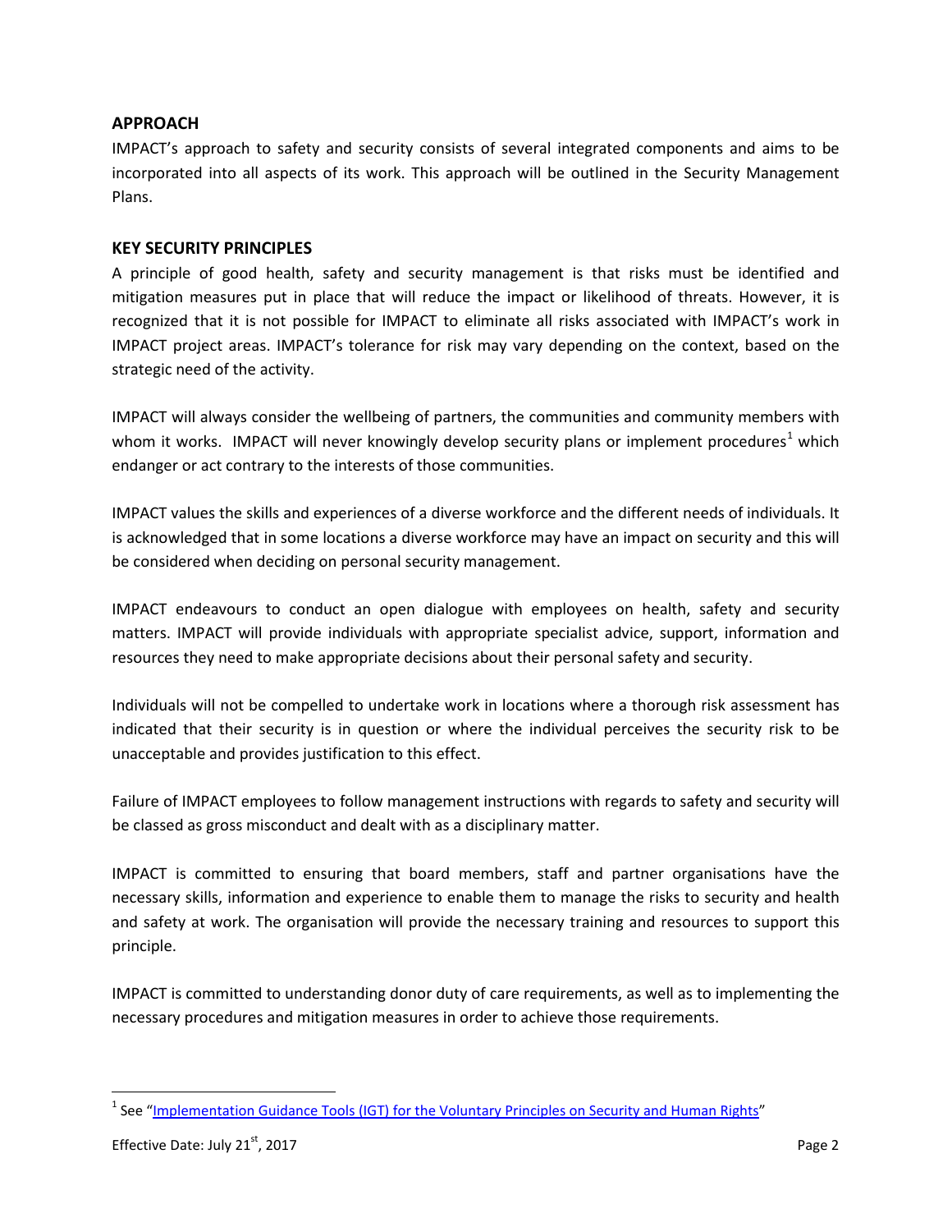## APPROACH

IMPACT's approach to safety and security consists of several integrated components and aims to be incorporated into all aspects of its work. This approach will be outlined in the Security Management Plans.

## KEY SECURITY PRINCIPLES

A principle of good health, safety and security management is that risks must be identified and mitigation measures put in place that will reduce the impact or likelihood of threats. However, it is recognized that it is not possible for IMPACT to eliminate all risks associated with IMPACT's work in IMPACT project areas. IMPACT's tolerance for risk may vary depending on the context, based on the strategic need of the activity.

IMPACT will always consider the wellbeing of partners, the communities and community members with whom it works. IMPACT will never knowingly develop security plans or implement procedures[1] which endanger or act contrary to the interests of those communities.

IMPACT values the skills and experiences of a diverse workforce and the different needs of individuals. It is acknowledged that in some locations a diverse workforce may have an impact on security and this will be considered when deciding on personal security management.

IMPACT endeavours to conduct an open dialogue with employees on health, safety and security matters. IMPACT will provide individuals with appropriate specialist advice, support, information and resources they need to make appropriate decisions about their personal safety and security.

Individuals will not be compelled to undertake work in locations where a thorough risk assessment has indicated that their security is in question or where the individual perceives the security risk to be unacceptable and provides justification to this effect.

Failure of IMPACT employees to follow management instructions with regards to safety and security will be classed as gross misconduct and dealt with as a disciplinary matter.

IMPACT is committed to ensuring that board members, staff and partner organisations have the necessary skills, information and experience to enable them to manage the risks to security and health and safety at work. The organisation will provide the necessary training and resources to support this principle.

IMPACT is committed to understanding donor duty of care requirements, as well as to implementing the necessary procedures and mitigation measures in order to achieve those requirements.

---

[1] See "Implementation Guidance Tools (IGT) for the Voluntary Principles on Security and Human Rights"

Effective Date: July 21st, 2017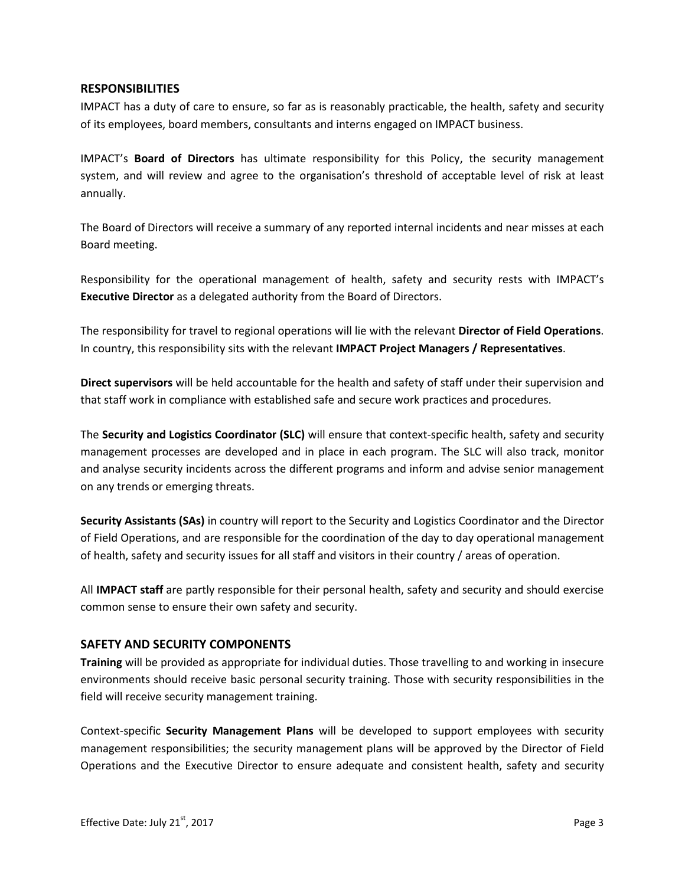## RESPONSIBILITIES

IMPACT has a duty of care to ensure, so far as is reasonably practicable, the health, safety and security of its employees, board members, consultants and interns engaged on IMPACT business.

IMPACT's **Board of Directors** has ultimate responsibility for this Policy, the security management system, and will review and agree to the organisation's threshold of acceptable level of risk at least annually.

The Board of Directors will receive a summary of any reported internal incidents and near misses at each Board meeting.

Responsibility for the operational management of health, safety and security rests with IMPACT's **Executive Director** as a delegated authority from the Board of Directors.

The responsibility for travel to regional operations will lie with the relevant **Director of Field Operations**. In country, this responsibility sits with the relevant **IMPACT Project Managers / Representatives**.

**Direct supervisors** will be held accountable for the health and safety of staff under their supervision and that staff work in compliance with established safe and secure work practices and procedures.

The **Security and Logistics Coordinator (SLC)** will ensure that context-specific health, safety and security management processes are developed and in place in each program. The SLC will also track, monitor and analyse security incidents across the different programs and inform and advise senior management on any trends or emerging threats.

**Security Assistants (SAs)** in country will report to the Security and Logistics Coordinator and the Director of Field Operations, and are responsible for the coordination of the day to day operational management of health, safety and security issues for all staff and visitors in their country / areas of operation.

All **IMPACT staff** are partly responsible for their personal health, safety and security and should exercise common sense to ensure their own safety and security.

## SAFETY AND SECURITY COMPONENTS

**Training** will be provided as appropriate for individual duties. Those travelling to and working in insecure environments should receive basic personal security training. Those with security responsibilities in the field will receive security management training.

Context-specific **Security Management Plans** will be developed to support employees with security management responsibilities; the security management plans will be approved by the Director of Field Operations and the Executive Director to ensure adequate and consistent health, safety and security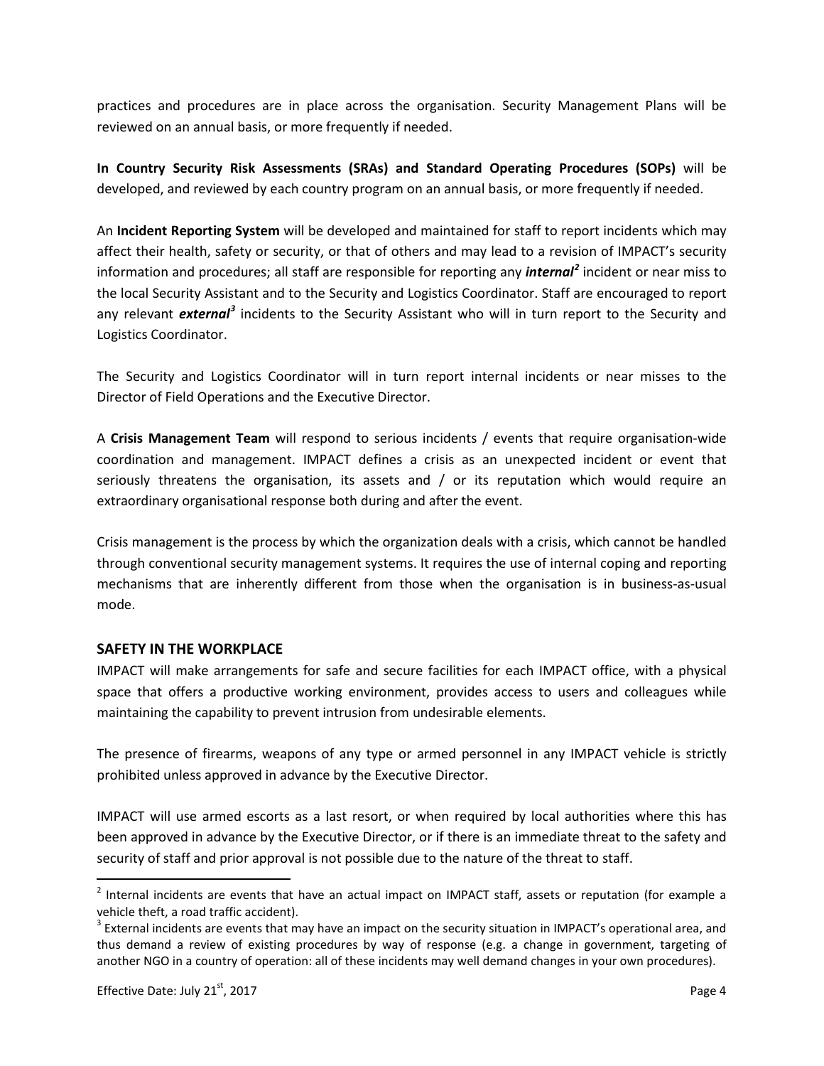practices and procedures are in place across the organisation. Security Management Plans will be reviewed on an annual basis, or more frequently if needed.

**In Country Security Risk Assessments (SRAs) and Standard Operating Procedures (SOPs)** will be developed, and reviewed by each country program on an annual basis, or more frequently if needed.

An **Incident Reporting System** will be developed and maintained for staff to report incidents which may affect their health, safety or security, or that of others and may lead to a revision of IMPACT's security information and procedures; all staff are responsible for reporting any ***internal***[2] incident or near miss to the local Security Assistant and to the Security and Logistics Coordinator. Staff are encouraged to report any relevant ***external***[3] incidents to the Security Assistant who will in turn report to the Security and Logistics Coordinator.

The Security and Logistics Coordinator will in turn report internal incidents or near misses to the Director of Field Operations and the Executive Director.

A **Crisis Management Team** will respond to serious incidents / events that require organisation-wide coordination and management. IMPACT defines a crisis as an unexpected incident or event that seriously threatens the organisation, its assets and / or its reputation which would require an extraordinary organisational response both during and after the event.

Crisis management is the process by which the organization deals with a crisis, which cannot be handled through conventional security management systems. It requires the use of internal coping and reporting mechanisms that are inherently different from those when the organisation is in business-as-usual mode.

## SAFETY IN THE WORKPLACE

IMPACT will make arrangements for safe and secure facilities for each IMPACT office, with a physical space that offers a productive working environment, provides access to users and colleagues while maintaining the capability to prevent intrusion from undesirable elements.

The presence of firearms, weapons of any type or armed personnel in any IMPACT vehicle is strictly prohibited unless approved in advance by the Executive Director.

IMPACT will use armed escorts as a last resort, or when required by local authorities where this has been approved in advance by the Executive Director, or if there is an immediate threat to the safety and security of staff and prior approval is not possible due to the nature of the threat to staff.

---

[2] Internal incidents are events that have an actual impact on IMPACT staff, assets or reputation (for example a vehicle theft, a road traffic accident).

[3] External incidents are events that may have an impact on the security situation in IMPACT's operational area, and thus demand a review of existing procedures by way of response (e.g. a change in government, targeting of another NGO in a country of operation: all of these incidents may well demand changes in your own procedures).

Effective Date: July 21st, 2017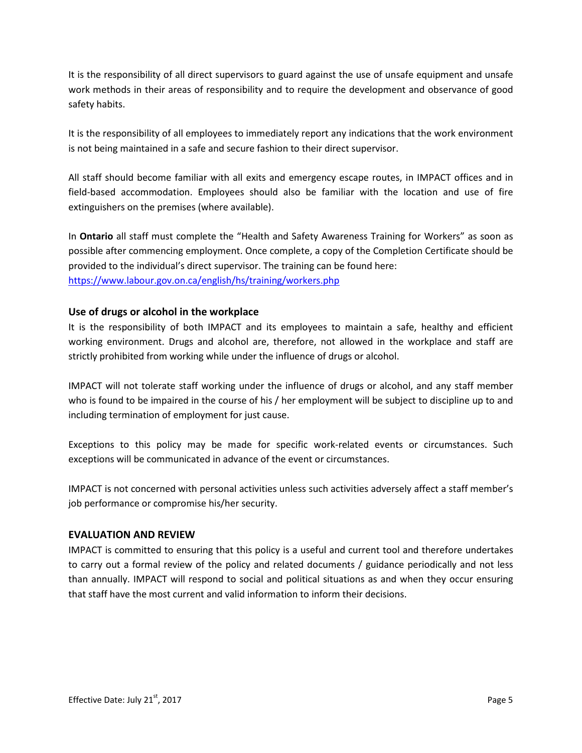It is the responsibility of all direct supervisors to guard against the use of unsafe equipment and unsafe work methods in their areas of responsibility and to require the development and observance of good safety habits.

It is the responsibility of all employees to immediately report any indications that the work environment is not being maintained in a safe and secure fashion to their direct supervisor.

All staff should become familiar with all exits and emergency escape routes, in IMPACT offices and in field-based accommodation. Employees should also be familiar with the location and use of fire extinguishers on the premises (where available).

In **Ontario** all staff must complete the "Health and Safety Awareness Training for Workers" as soon as possible after commencing employment. Once complete, a copy of the Completion Certificate should be provided to the individual's direct supervisor. The training can be found here: https://www.labour.gov.on.ca/english/hs/training/workers.php

### Use of drugs or alcohol in the workplace

It is the responsibility of both IMPACT and its employees to maintain a safe, healthy and efficient working environment. Drugs and alcohol are, therefore, not allowed in the workplace and staff are strictly prohibited from working while under the influence of drugs or alcohol.

IMPACT will not tolerate staff working under the influence of drugs or alcohol, and any staff member who is found to be impaired in the course of his / her employment will be subject to discipline up to and including termination of employment for just cause.

Exceptions to this policy may be made for specific work-related events or circumstances. Such exceptions will be communicated in advance of the event or circumstances.

IMPACT is not concerned with personal activities unless such activities adversely affect a staff member's job performance or compromise his/her security.

## EVALUATION AND REVIEW

IMPACT is committed to ensuring that this policy is a useful and current tool and therefore undertakes to carry out a formal review of the policy and related documents / guidance periodically and not less than annually. IMPACT will respond to social and political situations as and when they occur ensuring that staff have the most current and valid information to inform their decisions.